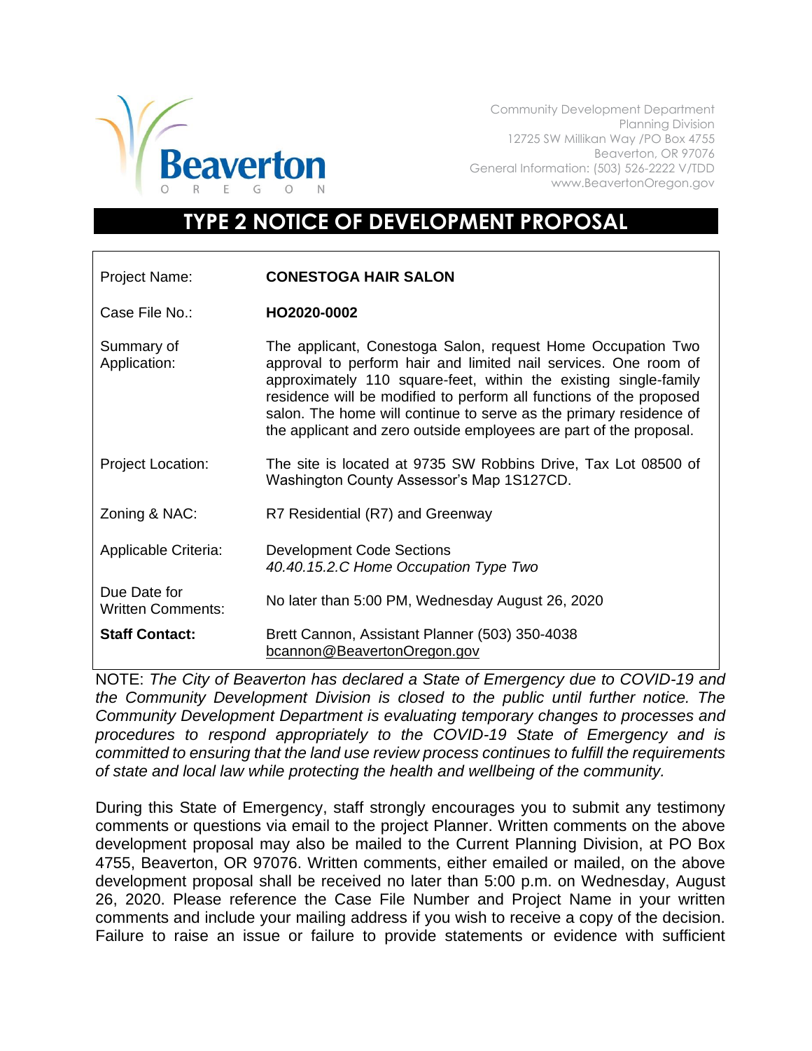Beaverton
OREGON

Community Development Department
Planning Division
12725 SW Millikan Way /PO Box 4755
Beaverton, OR 97076
General Information: (503) 526-2222 V/TDD
www.BeavertonOregon.gov

# TYPE 2 NOTICE OF DEVELOPMENT PROPOSAL

| | |
|---|---|
| Project Name: | **CONESTOGA HAIR SALON** |
| Case File No.: | **HO2020-0002** |
| Summary of Application: | The applicant, Conestoga Salon, request Home Occupation Two approval to perform hair and limited nail services. One room of approximately 110 square-feet, within the existing single-family residence will be modified to perform all functions of the proposed salon. The home will continue to serve as the primary residence of the applicant and zero outside employees are part of the proposal. |
| Project Location: | The site is located at 9735 SW Robbins Drive, Tax Lot 08500 of Washington County Assessor's Map 1S127CD. |
| Zoning & NAC: | R7 Residential (R7) and Greenway |
| Applicable Criteria: | Development Code Sections<br>*40.40.15.2.C Home Occupation Type Two* |
| Due Date for Written Comments: | No later than 5:00 PM, Wednesday August 26, 2020 |
| **Staff Contact:** | Brett Cannon, Assistant Planner (503) 350-4038<br>bcannon@BeavertonOregon.gov |

NOTE: *The City of Beaverton has declared a State of Emergency due to COVID-19 and the Community Development Division is closed to the public until further notice. The Community Development Department is evaluating temporary changes to processes and procedures to respond appropriately to the COVID-19 State of Emergency and is committed to ensuring that the land use review process continues to fulfill the requirements of state and local law while protecting the health and wellbeing of the community.*

During this State of Emergency, staff strongly encourages you to submit any testimony comments or questions via email to the project Planner. Written comments on the above development proposal may also be mailed to the Current Planning Division, at PO Box 4755, Beaverton, OR 97076. Written comments, either emailed or mailed, on the above development proposal shall be received no later than 5:00 p.m. on Wednesday, August 26, 2020. Please reference the Case File Number and Project Name in your written comments and include your mailing address if you wish to receive a copy of the decision. Failure to raise an issue or failure to provide statements or evidence with sufficient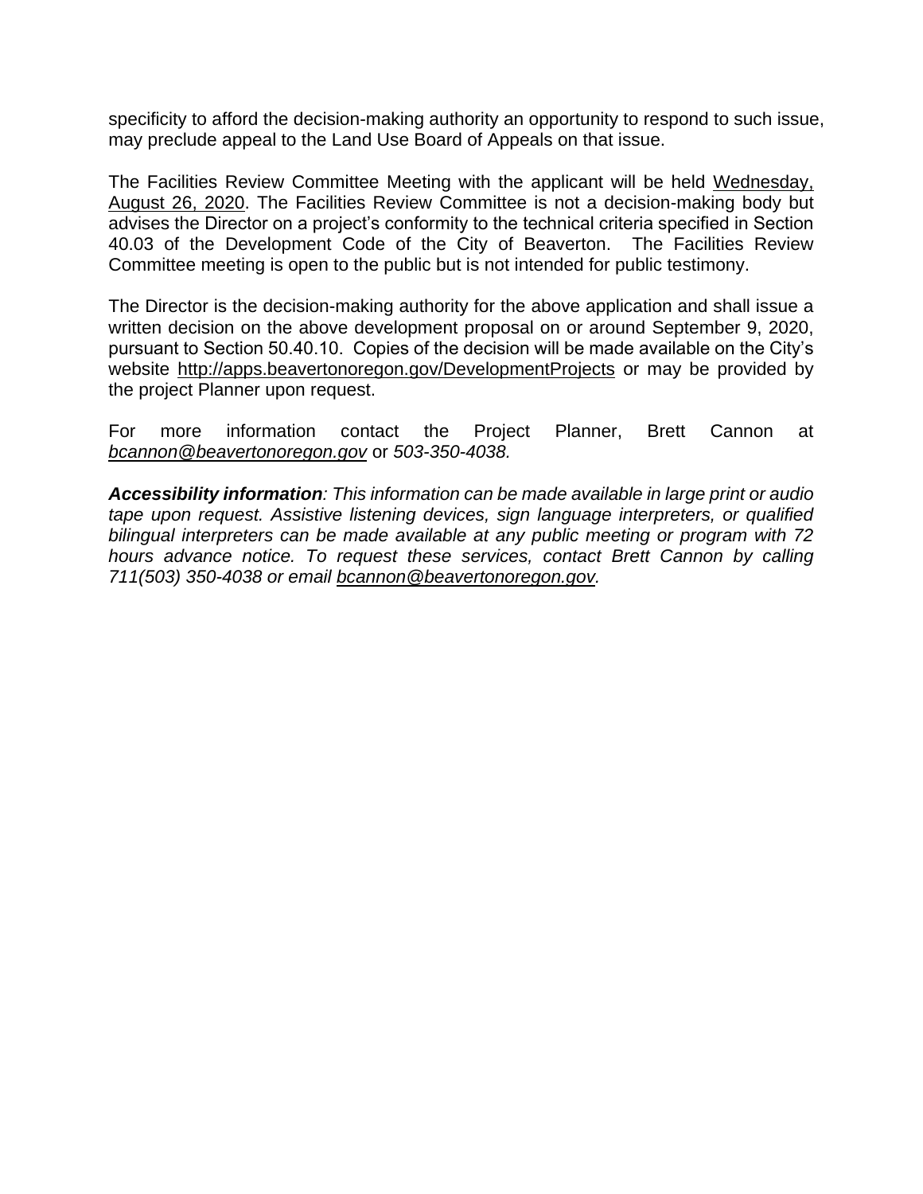specificity to afford the decision-making authority an opportunity to respond to such issue, may preclude appeal to the Land Use Board of Appeals on that issue.

The Facilities Review Committee Meeting with the applicant will be held Wednesday, August 26, 2020. The Facilities Review Committee is not a decision-making body but advises the Director on a project's conformity to the technical criteria specified in Section 40.03 of the Development Code of the City of Beaverton. The Facilities Review Committee meeting is open to the public but is not intended for public testimony.

The Director is the decision-making authority for the above application and shall issue a written decision on the above development proposal on or around September 9, 2020, pursuant to Section 50.40.10. Copies of the decision will be made available on the City's website http://apps.beavertonoregon.gov/DevelopmentProjects or may be provided by the project Planner upon request.

For more information contact the Project Planner, Brett Cannon at *bcannon@beavertonoregon.gov* or *503-350-4038.*

***Accessibility information**: This information can be made available in large print or audio tape upon request. Assistive listening devices, sign language interpreters, or qualified bilingual interpreters can be made available at any public meeting or program with 72 hours advance notice. To request these services, contact Brett Cannon by calling 711(503) 350-4038 or email bcannon@beavertonoregon.gov.*